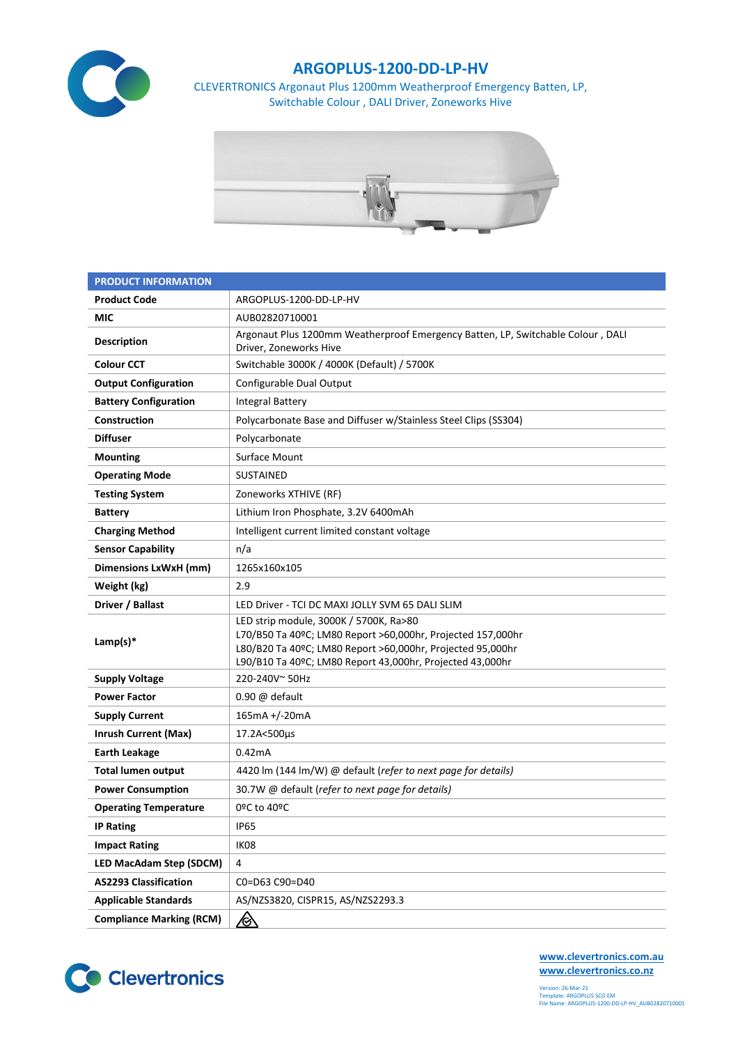# ARGOPLUS-1200-DD-LP-HV

CLEVERTRONICS Argonaut Plus 1200mm Weatherproof Emergency Batten, LP, Switchable Colour , DALI Driver, Zoneworks Hive

| PRODUCT INFORMATION | |
|---|---|
| **Product Code** | ARGOPLUS-1200-DD-LP-HV |
| **MIC** | AUB02820710001 |
| **Description** | Argonaut Plus 1200mm Weatherproof Emergency Batten, LP, Switchable Colour , DALI Driver, Zoneworks Hive |
| **Colour CCT** | Switchable 3000K / 4000K (Default) / 5700K |
| **Output Configuration** | Configurable Dual Output |
| **Battery Configuration** | Integral Battery |
| **Construction** | Polycarbonate Base and Diffuser w/Stainless Steel Clips (SS304) |
| **Diffuser** | Polycarbonate |
| **Mounting** | Surface Mount |
| **Operating Mode** | SUSTAINED |
| **Testing System** | Zoneworks XTHIVE (RF) |
| **Battery** | Lithium Iron Phosphate, 3.2V 6400mAh |
| **Charging Method** | Intelligent current limited constant voltage |
| **Sensor Capability** | n/a |
| **Dimensions LxWxH (mm)** | 1265x160x105 |
| **Weight (kg)** | 2.9 |
| **Driver / Ballast** | LED Driver - TCI DC MAXI JOLLY SVM 65 DALI SLIM |
| **Lamp(s)*** | LED strip module, 3000K / 5700K, Ra>80<br>L70/B50 Ta 40ºC; LM80 Report >60,000hr, Projected 157,000hr<br>L80/B20 Ta 40ºC; LM80 Report >60,000hr, Projected 95,000hr<br>L90/B10 Ta 40ºC; LM80 Report 43,000hr, Projected 43,000hr |
| **Supply Voltage** | 220-240V~ 50Hz |
| **Power Factor** | 0.90 @ default |
| **Supply Current** | 165mA +/-20mA |
| **Inrush Current (Max)** | 17.2A<500µs |
| **Earth Leakage** | 0.42mA |
| **Total lumen output** | 4420 lm (144 lm/W) @ default (*refer to next page for details)* |
| **Power Consumption** | 30.7W @ default (*refer to next page for details)* |
| **Operating Temperature** | 0ºC to 40ºC |
| **IP Rating** | IP65 |
| **Impact Rating** | IK08 |
| **LED MacAdam Step (SDCM)** | 4 |
| **AS2293 Classification** | C0=D63 C90=D40 |
| **Applicable Standards** | AS/NZS3820, CISPR15, AS/NZS2293.3 |
| **Compliance Marking (RCM)** | |

Clevertronics

www.clevertronics.com.au
www.clevertronics.co.nz

Version: 26-Mar-21
Template: ARGOPLUS SCO EM
File Name: ARGOPLUS-1200-DD-LP-HV_AUB02820710001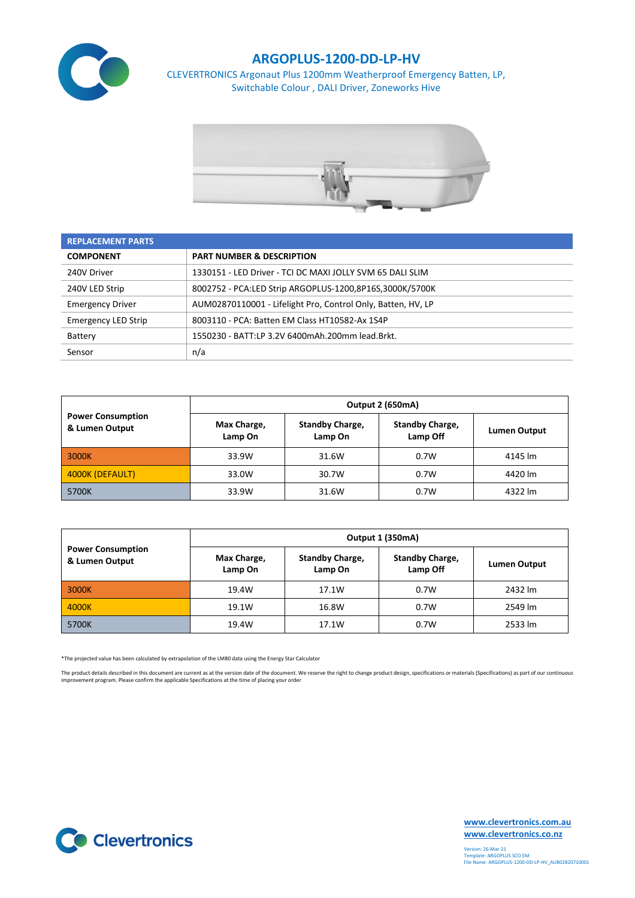# ARGOPLUS-1200-DD-LP-HV

CLEVERTRONICS Argonaut Plus 1200mm Weatherproof Emergency Batten, LP, Switchable Colour , DALI Driver, Zoneworks Hive

| REPLACEMENT PARTS | |
|---|---|
| **COMPONENT** | **PART NUMBER & DESCRIPTION** |
| 240V Driver | 1330151 - LED Driver - TCI DC MAXI JOLLY SVM 65 DALI SLIM |
| 240V LED Strip | 8002752 - PCA:LED Strip ARGOPLUS-1200,8P16S,3000K/5700K |
| Emergency Driver | AUM02870110001 - Lifelight Pro, Control Only, Batten, HV, LP |
| Emergency LED Strip | 8003110 - PCA: Batten EM Class HT10582-Ax 1S4P |
| Battery | 1550230 - BATT:LP 3.2V 6400mAh.200mm lead.Brkt. |
| Sensor | n/a |

| Power Consumption & Lumen Output | Output 2 (650mA) | | | |
|---|---|---|---|---|
| | **Max Charge, Lamp On** | **Standby Charge, Lamp On** | **Standby Charge, Lamp Off** | **Lumen Output** |
| 3000K | 33.9W | 31.6W | 0.7W | 4145 lm |
| 4000K (DEFAULT) | 33.0W | 30.7W | 0.7W | 4420 lm |
| 5700K | 33.9W | 31.6W | 0.7W | 4322 lm |

| Power Consumption & Lumen Output | Output 1 (350mA) | | | |
|---|---|---|---|---|
| | **Max Charge, Lamp On** | **Standby Charge, Lamp On** | **Standby Charge, Lamp Off** | **Lumen Output** |
| 3000K | 19.4W | 17.1W | 0.7W | 2432 lm |
| 4000K | 19.1W | 16.8W | 0.7W | 2549 lm |
| 5700K | 19.4W | 17.1W | 0.7W | 2533 lm |

*The projected value has been calculated by extrapolation of the LM80 data using the Energy Star Calculator

The product details described in this document are current as at the version date of the document. We reserve the right to change product design, specifications or materials (Specifications) as part of our continuous improvement program. Please confirm the applicable Specifications at the time of placing your order

Clevertronics

www.clevertronics.com.au
www.clevertronics.co.nz

Version: 26-Mar-21
Template: ARGOPLUS SCO EM
File Name: ARGOPLUS-1200-DD-LP-HV_AUB02820710001